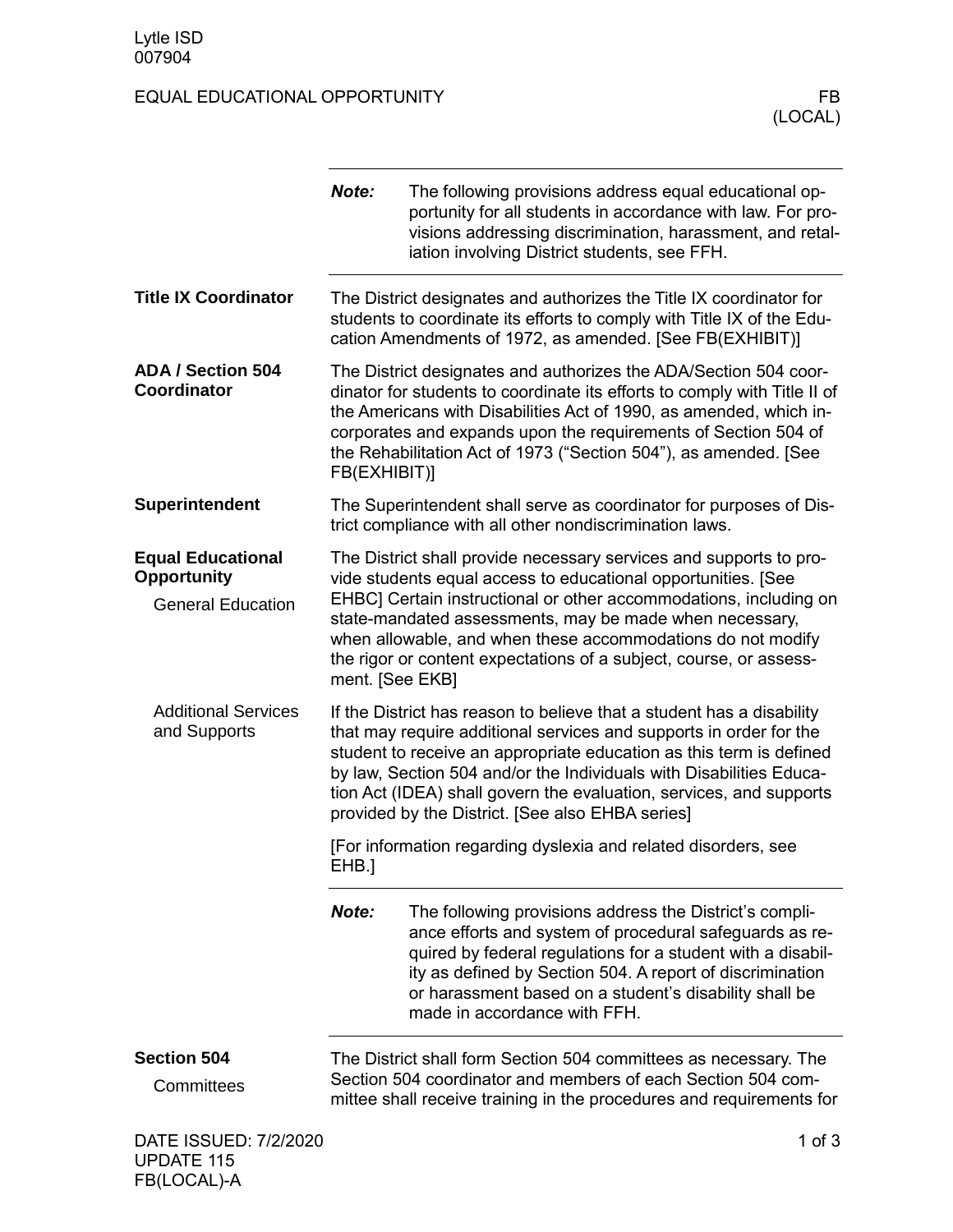Lytle ISD
007904

# EQUAL EDUCATIONAL OPPORTUNITY — FB (LOCAL)

> ***Note:*** The following provisions address equal educational opportunity for all students in accordance with law. For provisions addressing discrimination, harassment, and retaliation involving District students, see FFH.

## Title IX Coordinator

The District designates and authorizes the Title IX coordinator for students to coordinate its efforts to comply with Title IX of the Education Amendments of 1972, as amended. [See FB(EXHIBIT)]

## ADA / Section 504 Coordinator

The District designates and authorizes the ADA/Section 504 coordinator for students to coordinate its efforts to comply with Title II of the Americans with Disabilities Act of 1990, as amended, which incorporates and expands upon the requirements of Section 504 of the Rehabilitation Act of 1973 ("Section 504"), as amended. [See FB(EXHIBIT)]

## Superintendent

The Superintendent shall serve as coordinator for purposes of District compliance with all other nondiscrimination laws.

## Equal Educational Opportunity

### General Education

The District shall provide necessary services and supports to provide students equal access to educational opportunities. [See EHBC] Certain instructional or other accommodations, including on state-mandated assessments, may be made when necessary, when allowable, and when these accommodations do not modify the rigor or content expectations of a subject, course, or assessment. [See EKB]

### Additional Services and Supports

If the District has reason to believe that a student has a disability that may require additional services and supports in order for the student to receive an appropriate education as this term is defined by law, Section 504 and/or the Individuals with Disabilities Education Act (IDEA) shall govern the evaluation, services, and supports provided by the District. [See also EHBA series]

[For information regarding dyslexia and related disorders, see EHB.]

> ***Note:*** The following provisions address the District's compliance efforts and system of procedural safeguards as required by federal regulations for a student with a disability as defined by Section 504. A report of discrimination or harassment based on a student's disability shall be made in accordance with FFH.

## Section 504

### Committees

The District shall form Section 504 committees as necessary. The Section 504 coordinator and members of each Section 504 committee shall receive training in the procedures and requirements for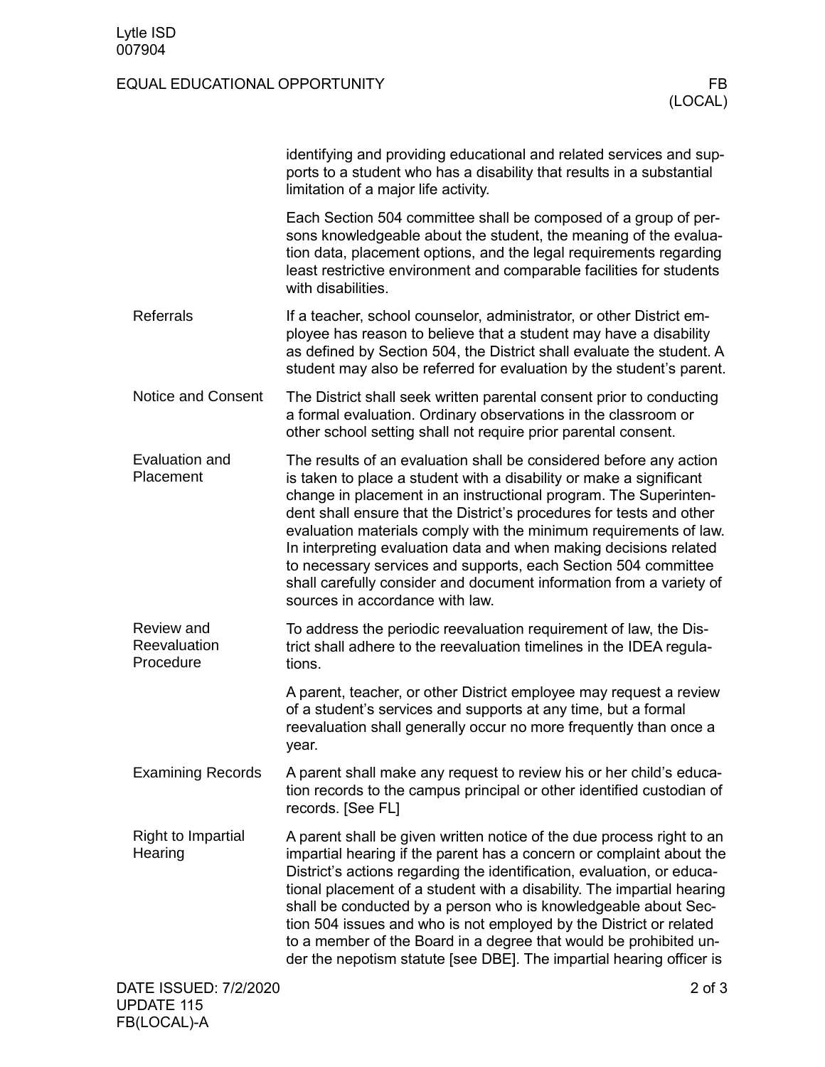identifying and providing educational and related services and supports to a student who has a disability that results in a substantial limitation of a major life activity.

Each Section 504 committee shall be composed of a group of persons knowledgeable about the student, the meaning of the evaluation data, placement options, and the legal requirements regarding least restrictive environment and comparable facilities for students with disabilities.

### Referrals

If a teacher, school counselor, administrator, or other District employee has reason to believe that a student may have a disability as defined by Section 504, the District shall evaluate the student. A student may also be referred for evaluation by the student's parent.

### Notice and Consent

The District shall seek written parental consent prior to conducting a formal evaluation. Ordinary observations in the classroom or other school setting shall not require prior parental consent.

### Evaluation and Placement

The results of an evaluation shall be considered before any action is taken to place a student with a disability or make a significant change in placement in an instructional program. The Superintendent shall ensure that the District's procedures for tests and other evaluation materials comply with the minimum requirements of law. In interpreting evaluation data and when making decisions related to necessary services and supports, each Section 504 committee shall carefully consider and document information from a variety of sources in accordance with law.

### Review and Reevaluation Procedure

To address the periodic reevaluation requirement of law, the District shall adhere to the reevaluation timelines in the IDEA regulations.

A parent, teacher, or other District employee may request a review of a student's services and supports at any time, but a formal reevaluation shall generally occur no more frequently than once a year.

### Examining Records

A parent shall make any request to review his or her child's education records to the campus principal or other identified custodian of records. [See FL]

### Right to Impartial Hearing

A parent shall be given written notice of the due process right to an impartial hearing if the parent has a concern or complaint about the District's actions regarding the identification, evaluation, or educational placement of a student with a disability. The impartial hearing shall be conducted by a person who is knowledgeable about Section 504 issues and who is not employed by the District or related to a member of the Board in a degree that would be prohibited under the nepotism statute [see DBE]. The impartial hearing officer is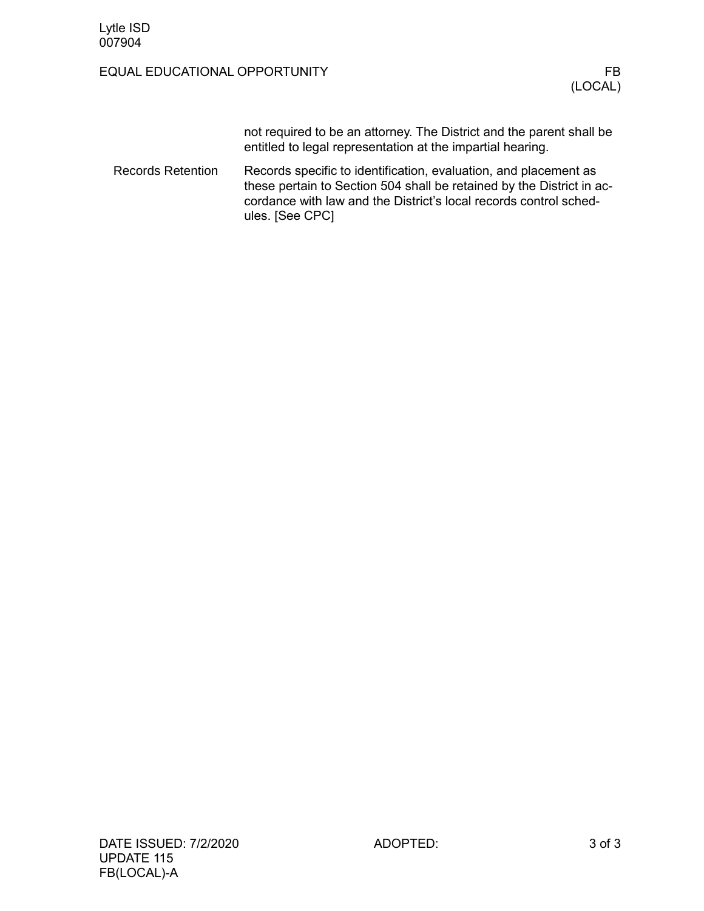not required to be an attorney. The District and the parent shall be entitled to legal representation at the impartial hearing.

## Records Retention

Records specific to identification, evaluation, and placement as these pertain to Section 504 shall be retained by the District in accordance with law and the District's local records control schedules. [See CPC]